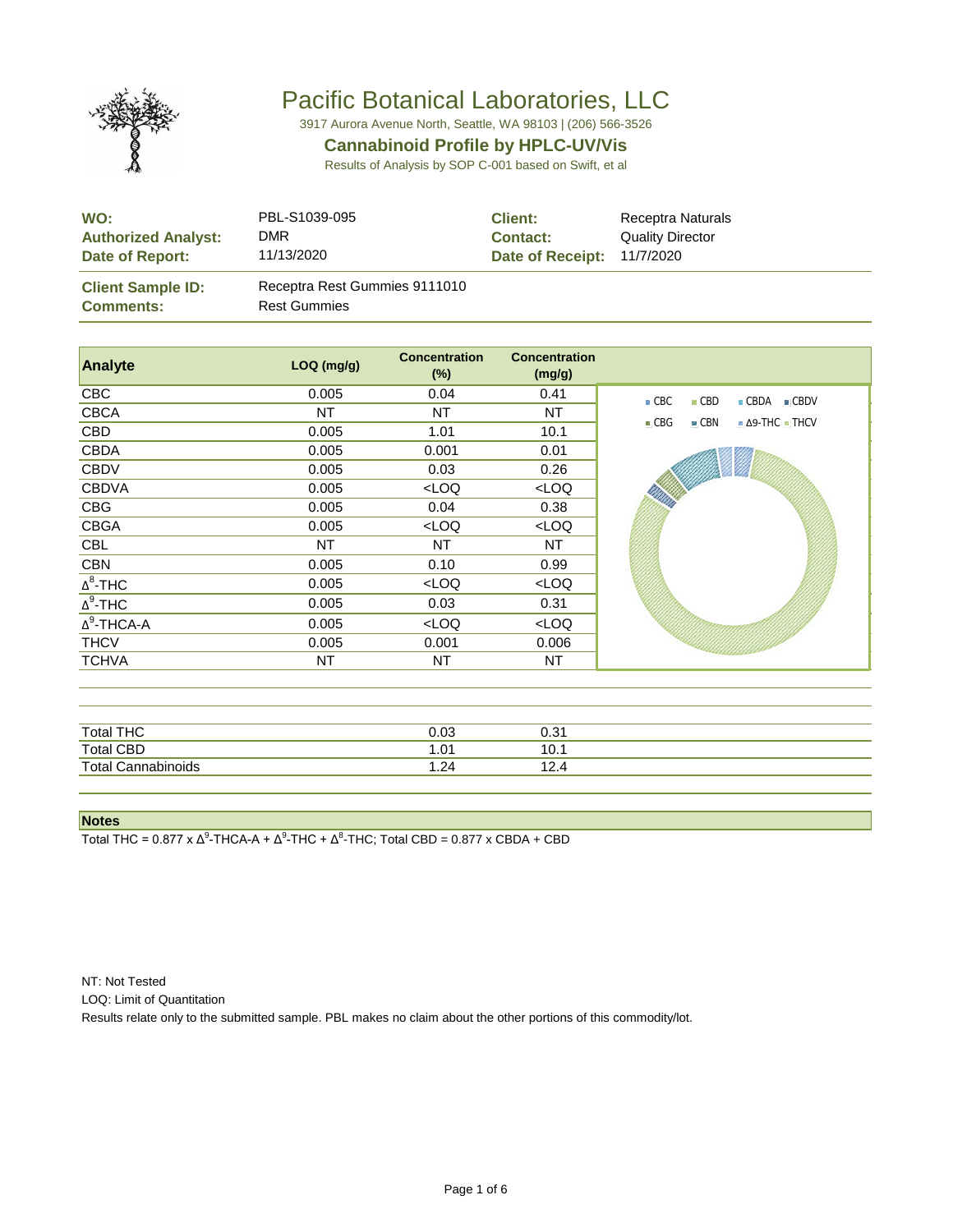# Pacific Botanical Laboratories, LLC

3917 Aurora Avenue North, Seattle, WA 98103 | (206) 566-3526

## Cannabinoid Profile by HPLC-UV/Vis

Results of Analysis by SOP C-001 based on Swift, et al

| | | | |
|---|---|---|---|
| **WO:** | PBL-S1039-095 | **Client:** | Receptra Naturals |
| **Authorized Analyst:** | DMR | **Contact:** | Quality Director |
| **Date of Report:** | 11/13/2020 | **Date of Receipt:** | 11/7/2020 |

**Client Sample ID:** Receptra Rest Gummies 9111010
**Comments:** Rest Gummies

| Analyte | LOQ (mg/g) | Concentration (%) | Concentration (mg/g) |
|---|---|---|---|
| CBC | 0.005 | 0.04 | 0.41 |
| CBCA | NT | NT | NT |
| CBD | 0.005 | 1.01 | 10.1 |
| CBDA | 0.005 | 0.001 | 0.01 |
| CBDV | 0.005 | 0.03 | 0.26 |
| CBDVA | 0.005 | <LOQ | <LOQ |
| CBG | 0.005 | 0.04 | 0.38 |
| CBGA | 0.005 | <LOQ | <LOQ |
| CBL | NT | NT | NT |
| CBN | 0.005 | 0.10 | 0.99 |
| $\Delta^8$-THC | 0.005 | <LOQ | <LOQ |
| $\Delta^9$-THC | 0.005 | 0.03 | 0.31 |
| $\Delta^9$-THCA-A | 0.005 | <LOQ | <LOQ |
| THCV | 0.005 | 0.001 | 0.006 |
| TCHVA | NT | NT | NT |

| | | |
|---|---|---|
| Total THC | 0.03 | 0.31 |
| Total CBD | 1.01 | 10.1 |
| Total Cannabinoids | 1.24 | 12.4 |

**Notes**

Total THC = 0.877 x $\Delta^9$-THCA-A + $\Delta^9$-THC + $\Delta^8$-THC; Total CBD = 0.877 x CBDA + CBD

NT: Not Tested

LOQ: Limit of Quantitation

Results relate only to the submitted sample. PBL makes no claim about the other portions of this commodity/lot.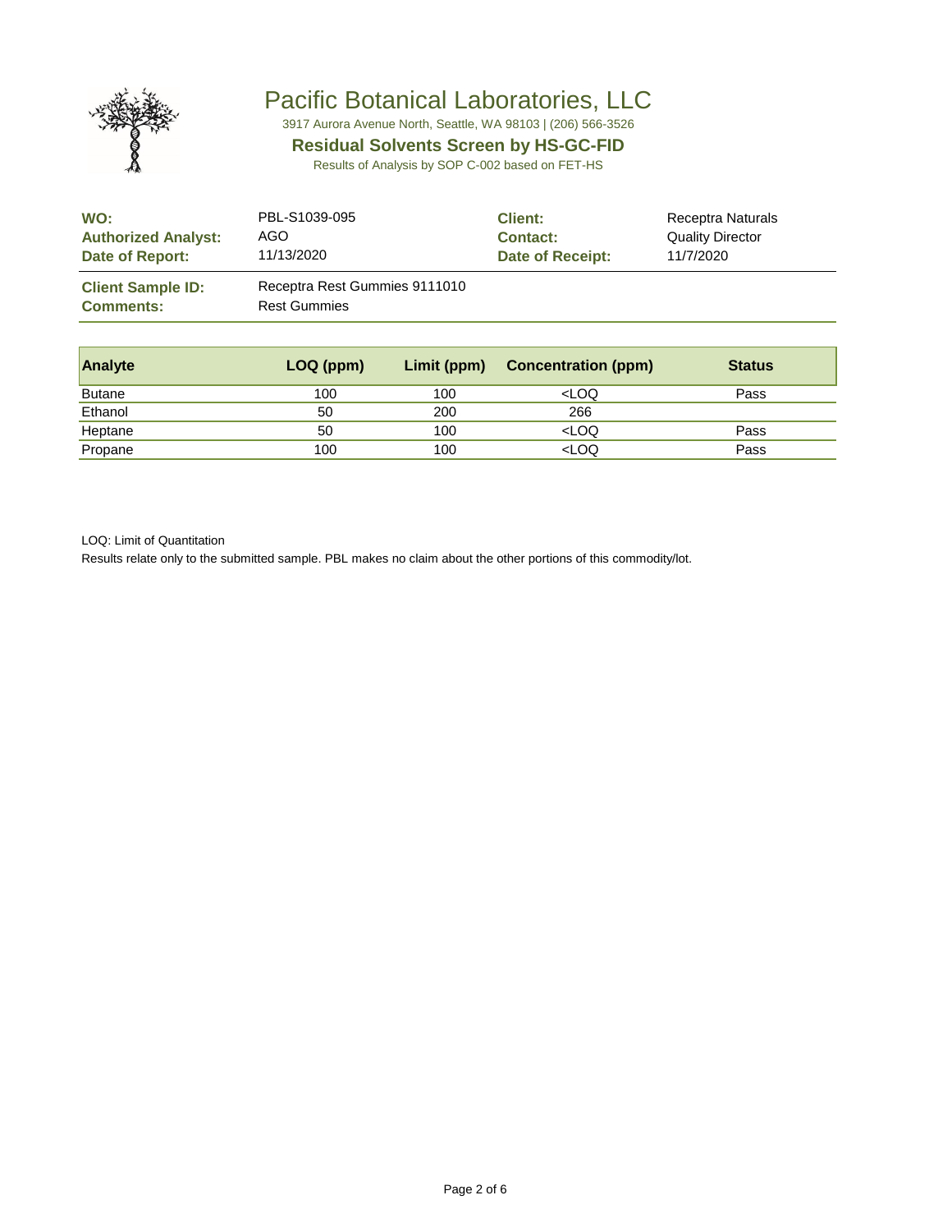# Pacific Botanical Laboratories, LLC

3917 Aurora Avenue North, Seattle, WA 98103 | (206) 566-3526

## Residual Solvents Screen by HS-GC-FID

Results of Analysis by SOP C-002 based on FET-HS

| | | | |
|---|---|---|---|
| **WO:** | PBL-S1039-095 | **Client:** | Receptra Naturals |
| **Authorized Analyst:** | AGO | **Contact:** | Quality Director |
| **Date of Report:** | 11/13/2020 | **Date of Receipt:** | 11/7/2020 |

**Client Sample ID:** Receptra Rest Gummies 9111010
**Comments:** Rest Gummies

| Analyte | LOQ (ppm) | Limit (ppm) | Concentration (ppm) | Status |
|---|---|---|---|---|
| Butane | 100 | 100 | <LOQ | Pass |
| Ethanol | 50 | 200 | 266 | |
| Heptane | 50 | 100 | <LOQ | Pass |
| Propane | 100 | 100 | <LOQ | Pass |

LOQ: Limit of Quantitation

Results relate only to the submitted sample. PBL makes no claim about the other portions of this commodity/lot.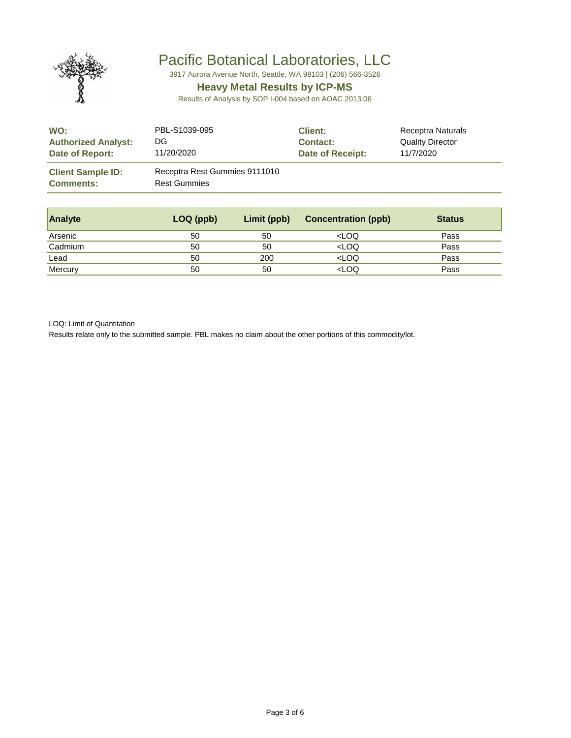# Pacific Botanical Laboratories, LLC

3917 Aurora Avenue North, Seattle, WA 98103 | (206) 566-3526

## Heavy Metal Results by ICP-MS

Results of Analysis by SOP I-004 based on AOAC 2013.06

| | | | |
|---|---|---|---|
| **WO:** | PBL-S1039-095 | **Client:** | Receptra Naturals |
| **Authorized Analyst:** | DG | **Contact:** | Quality Director |
| **Date of Report:** | 11/20/2020 | **Date of Receipt:** | 11/7/2020 |

**Client Sample ID:** Receptra Rest Gummies 9111010
**Comments:** Rest Gummies

| Analyte | LOQ (ppb) | Limit (ppb) | Concentration (ppb) | Status |
|---|---|---|---|---|
| Arsenic | 50 | 50 | <LOQ | Pass |
| Cadmium | 50 | 50 | <LOQ | Pass |
| Lead | 50 | 200 | <LOQ | Pass |
| Mercury | 50 | 50 | <LOQ | Pass |

LOQ: Limit of Quantitation

Results relate only to the submitted sample. PBL makes no claim about the other portions of this commodity/lot.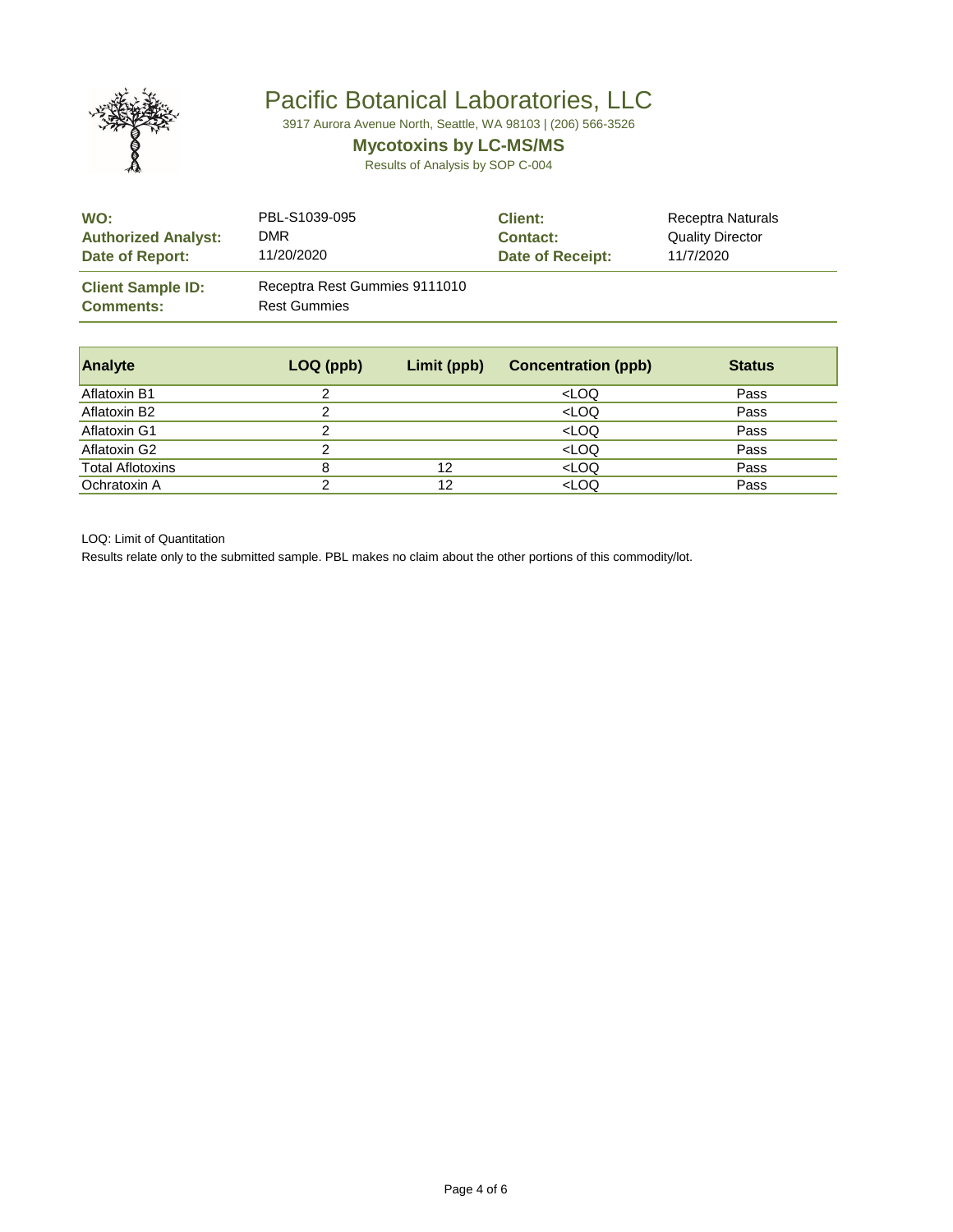# Pacific Botanical Laboratories, LLC

3917 Aurora Avenue North, Seattle, WA 98103 | (206) 566-3526

## Mycotoxins by LC-MS/MS

Results of Analysis by SOP C-004

| | | | |
|---|---|---|---|
| **WO:** | PBL-S1039-095 | **Client:** | Receptra Naturals |
| **Authorized Analyst:** | DMR | **Contact:** | Quality Director |
| **Date of Report:** | 11/20/2020 | **Date of Receipt:** | 11/7/2020 |

**Client Sample ID:** Receptra Rest Gummies 9111010
**Comments:** Rest Gummies

| Analyte | LOQ (ppb) | Limit (ppb) | Concentration (ppb) | Status |
|---|---|---|---|---|
| Aflatoxin B1 | 2 | | <LOQ | Pass |
| Aflatoxin B2 | 2 | | <LOQ | Pass |
| Aflatoxin G1 | 2 | | <LOQ | Pass |
| Aflatoxin G2 | 2 | | <LOQ | Pass |
| Total Aflotoxins | 8 | 12 | <LOQ | Pass |
| Ochratoxin A | 2 | 12 | <LOQ | Pass |

LOQ: Limit of Quantitation

Results relate only to the submitted sample. PBL makes no claim about the other portions of this commodity/lot.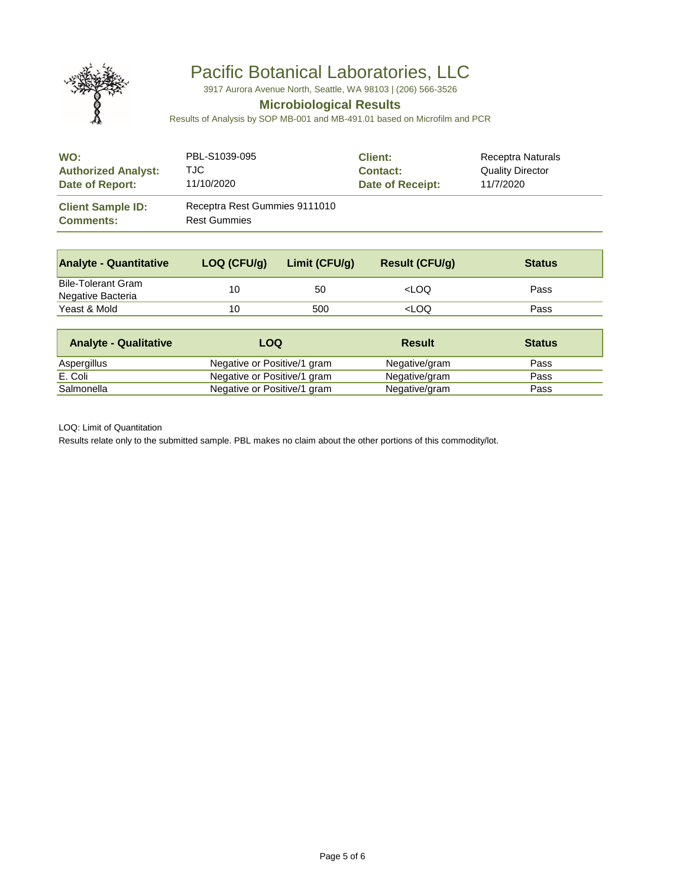# Pacific Botanical Laboratories, LLC

3917 Aurora Avenue North, Seattle, WA 98103 | (206) 566-3526

## Microbiological Results

Results of Analysis by SOP MB-001 and MB-491.01 based on Microfilm and PCR

| | | | |
|---|---|---|---|
| **WO:** | PBL-S1039-095 | **Client:** | Receptra Naturals |
| **Authorized Analyst:** | TJC | **Contact:** | Quality Director |
| **Date of Report:** | 11/10/2020 | **Date of Receipt:** | 11/7/2020 |

| | |
|---|---|
| **Client Sample ID:** | Receptra Rest Gummies 9111010 |
| **Comments:** | Rest Gummies |

| Analyte - Quantitative | LOQ (CFU/g) | Limit (CFU/g) | Result (CFU/g) | Status |
|---|---|---|---|---|
| Bile-Tolerant Gram Negative Bacteria | 10 | 50 | <LOQ | Pass |
| Yeast & Mold | 10 | 500 | <LOQ | Pass |

| Analyte - Qualitative | LOQ | Result | Status |
|---|---|---|---|
| Aspergillus | Negative or Positive/1 gram | Negative/gram | Pass |
| E. Coli | Negative or Positive/1 gram | Negative/gram | Pass |
| Salmonella | Negative or Positive/1 gram | Negative/gram | Pass |

LOQ: Limit of Quantitation

Results relate only to the submitted sample. PBL makes no claim about the other portions of this commodity/lot.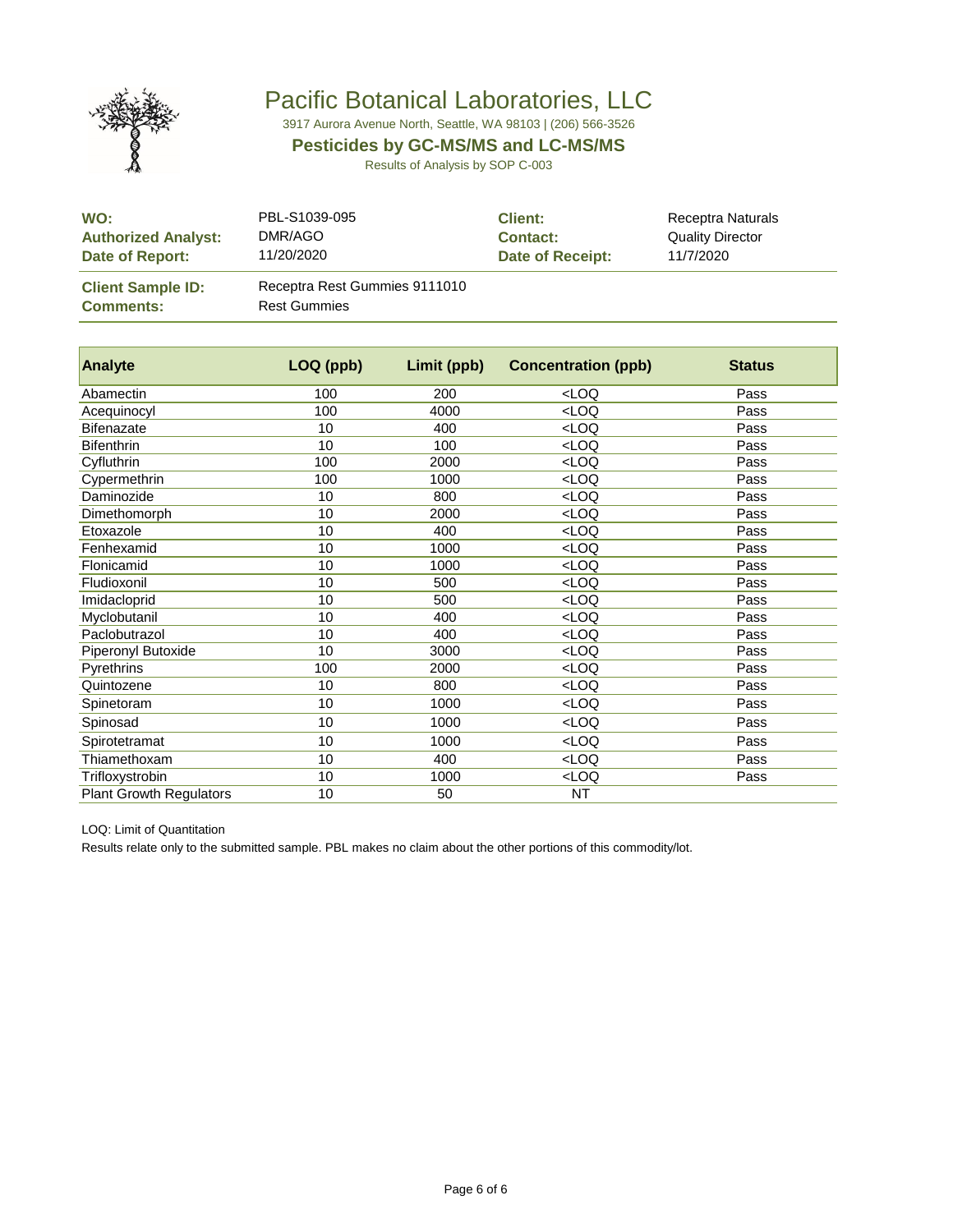# Pacific Botanical Laboratories, LLC

3917 Aurora Avenue North, Seattle, WA 98103 | (206) 566-3526

## Pesticides by GC-MS/MS and LC-MS/MS

Results of Analysis by SOP C-003

| | | | |
|---|---|---|---|
| **WO:** | PBL-S1039-095 | **Client:** | Receptra Naturals |
| **Authorized Analyst:** | DMR/AGO | **Contact:** | Quality Director |
| **Date of Report:** | 11/20/2020 | **Date of Receipt:** | 11/7/2020 |

**Client Sample ID:** Receptra Rest Gummies 9111010
**Comments:** Rest Gummies

| Analyte | LOQ (ppb) | Limit (ppb) | Concentration (ppb) | Status |
|---|---|---|---|---|
| Abamectin | 100 | 200 | <LOQ | Pass |
| Acequinocyl | 100 | 4000 | <LOQ | Pass |
| Bifenazate | 10 | 400 | <LOQ | Pass |
| Bifenthrin | 10 | 100 | <LOQ | Pass |
| Cyfluthrin | 100 | 2000 | <LOQ | Pass |
| Cypermethrin | 100 | 1000 | <LOQ | Pass |
| Daminozide | 10 | 800 | <LOQ | Pass |
| Dimethomorph | 10 | 2000 | <LOQ | Pass |
| Etoxazole | 10 | 400 | <LOQ | Pass |
| Fenhexamid | 10 | 1000 | <LOQ | Pass |
| Flonicamid | 10 | 1000 | <LOQ | Pass |
| Fludioxonil | 10 | 500 | <LOQ | Pass |
| Imidacloprid | 10 | 500 | <LOQ | Pass |
| Myclobutanil | 10 | 400 | <LOQ | Pass |
| Paclobutrazol | 10 | 400 | <LOQ | Pass |
| Piperonyl Butoxide | 10 | 3000 | <LOQ | Pass |
| Pyrethrins | 100 | 2000 | <LOQ | Pass |
| Quintozene | 10 | 800 | <LOQ | Pass |
| Spinetoram | 10 | 1000 | <LOQ | Pass |
| Spinosad | 10 | 1000 | <LOQ | Pass |
| Spirotetramat | 10 | 1000 | <LOQ | Pass |
| Thiamethoxam | 10 | 400 | <LOQ | Pass |
| Trifloxystrobin | 10 | 1000 | <LOQ | Pass |
| Plant Growth Regulators | 10 | 50 | NT | |

LOQ: Limit of Quantitation

Results relate only to the submitted sample. PBL makes no claim about the other portions of this commodity/lot.